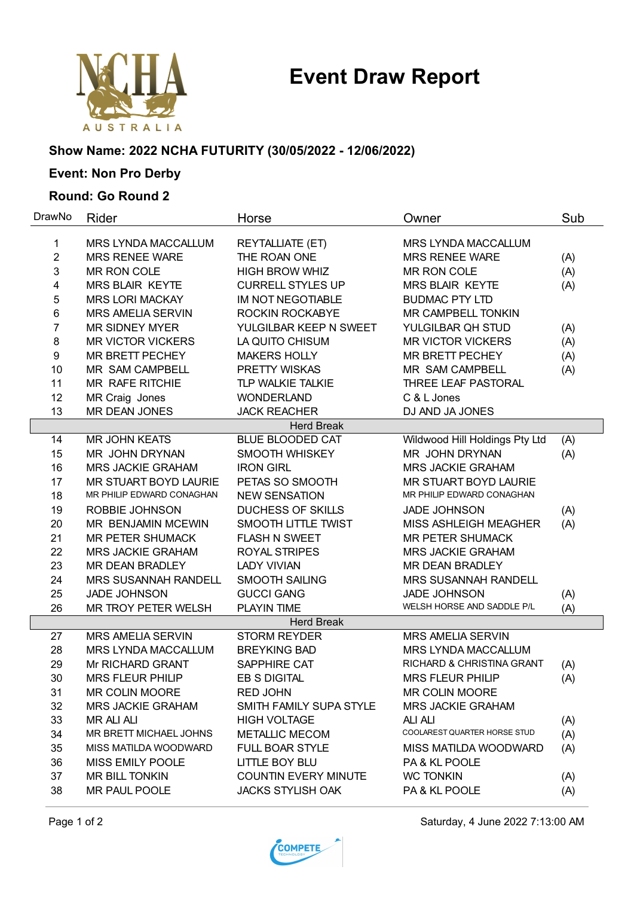# Event Draw Report

**Show Name: 2022 NCHA FUTURITY (30/05/2022 - 12/06/2022)**

**Event: Non Pro Derby**

**Round: Go Round 2**

| DrawNo | Rider | Horse | Owner | Sub |
|---|---|---|---|---|
| 1 | MRS LYNDA MACCALLUM | REYTALLIATE (ET) | MRS LYNDA MACCALLUM | |
| 2 | MRS RENEE WARE | THE ROAN ONE | MRS RENEE WARE | (A) |
| 3 | MR RON COLE | HIGH BROW WHIZ | MR RON COLE | (A) |
| 4 | MRS BLAIR KEYTE | CURRELL STYLES UP | MRS BLAIR KEYTE | (A) |
| 5 | MRS LORI MACKAY | IM NOT NEGOTIABLE | BUDMAC PTY LTD | |
| 6 | MRS AMELIA SERVIN | ROCKIN ROCKABYE | MR CAMPBELL TONKIN | |
| 7 | MR SIDNEY MYER | YULGILBAR KEEP N SWEET | YULGILBAR QH STUD | (A) |
| 8 | MR VICTOR VICKERS | LA QUITO CHISUM | MR VICTOR VICKERS | (A) |
| 9 | MR BRETT PECHEY | MAKERS HOLLY | MR BRETT PECHEY | (A) |
| 10 | MR SAM CAMPBELL | PRETTY WISKAS | MR SAM CAMPBELL | (A) |
| 11 | MR RAFE RITCHIE | TLP WALKIE TALKIE | THREE LEAF PASTORAL | |
| 12 | MR Craig Jones | WONDERLAND | C & L Jones | |
| 13 | MR DEAN JONES | JACK REACHER | DJ AND JA JONES | |
| | | Herd Break | | |
| 14 | MR JOHN KEATS | BLUE BLOODED CAT | Wildwood Hill Holdings Pty Ltd | (A) |
| 15 | MR JOHN DRYNAN | SMOOTH WHISKEY | MR JOHN DRYNAN | (A) |
| 16 | MRS JACKIE GRAHAM | IRON GIRL | MRS JACKIE GRAHAM | |
| 17 | MR STUART BOYD LAURIE | PETAS SO SMOOTH | MR STUART BOYD LAURIE | |
| 18 | MR PHILIP EDWARD CONAGHAN | NEW SENSATION | MR PHILIP EDWARD CONAGHAN | |
| 19 | ROBBIE JOHNSON | DUCHESS OF SKILLS | JADE JOHNSON | (A) |
| 20 | MR BENJAMIN MCEWIN | SMOOTH LITTLE TWIST | MISS ASHLEIGH MEAGHER | (A) |
| 21 | MR PETER SHUMACK | FLASH N SWEET | MR PETER SHUMACK | |
| 22 | MRS JACKIE GRAHAM | ROYAL STRIPES | MRS JACKIE GRAHAM | |
| 23 | MR DEAN BRADLEY | LADY VIVIAN | MR DEAN BRADLEY | |
| 24 | MRS SUSANNAH RANDELL | SMOOTH SAILING | MRS SUSANNAH RANDELL | |
| 25 | JADE JOHNSON | GUCCI GANG | JADE JOHNSON | (A) |
| 26 | MR TROY PETER WELSH | PLAYIN TIME | WELSH HORSE AND SADDLE P/L | (A) |
| | | Herd Break | | |
| 27 | MRS AMELIA SERVIN | STORM REYDER | MRS AMELIA SERVIN | |
| 28 | MRS LYNDA MACCALLUM | BREYKING BAD | MRS LYNDA MACCALLUM | |
| 29 | Mr RICHARD GRANT | SAPPHIRE CAT | RICHARD & CHRISTINA GRANT | (A) |
| 30 | MRS FLEUR PHILIP | EB S DIGITAL | MRS FLEUR PHILIP | (A) |
| 31 | MR COLIN MOORE | RED JOHN | MR COLIN MOORE | |
| 32 | MRS JACKIE GRAHAM | SMITH FAMILY SUPA STYLE | MRS JACKIE GRAHAM | |
| 33 | MR ALI ALI | HIGH VOLTAGE | ALI ALI | (A) |
| 34 | MR BRETT MICHAEL JOHNS | METALLIC MECOM | COOLAREST QUARTER HORSE STUD | (A) |
| 35 | MISS MATILDA WOODWARD | FULL BOAR STYLE | MISS MATILDA WOODWARD | (A) |
| 36 | MISS EMILY POOLE | LITTLE BOY BLU | PA & KL POOLE | |
| 37 | MR BILL TONKIN | COUNTIN EVERY MINUTE | WC TONKIN | (A) |
| 38 | MR PAUL POOLE | JACKS STYLISH OAK | PA & KL POOLE | (A) |

Saturday, 4 June 2022 7:13:00 AM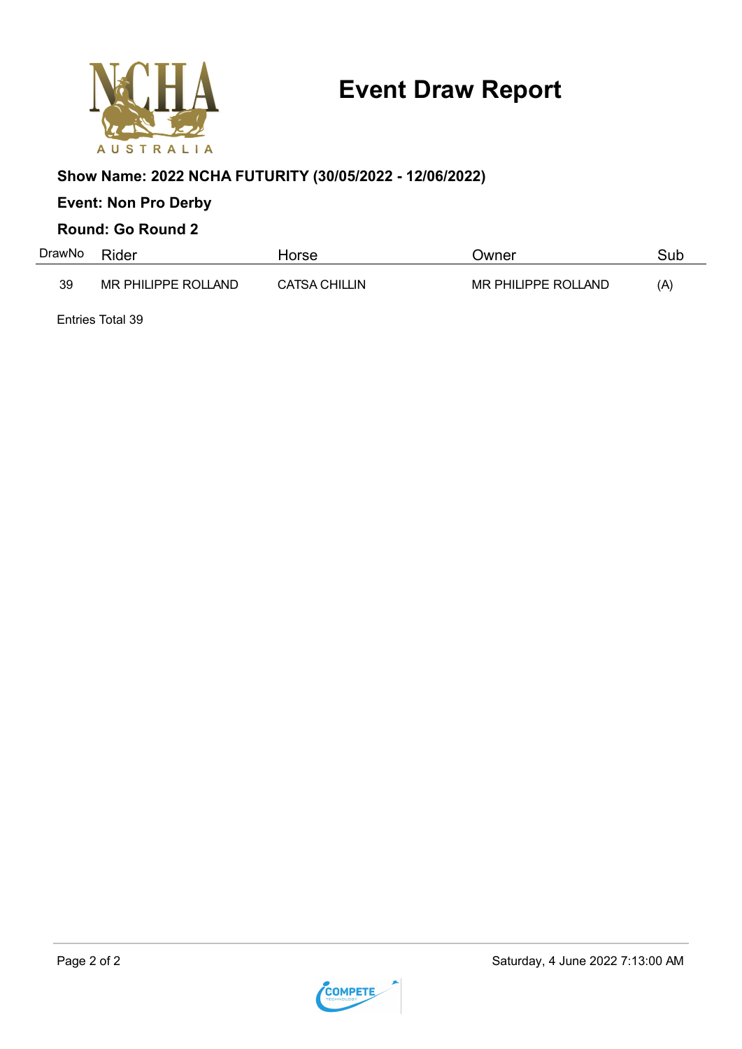# Event Draw Report

**Show Name: 2022 NCHA FUTURITY (30/05/2022 - 12/06/2022)**

**Event: Non Pro Derby**

**Round: Go Round 2**

| DrawNo | Rider | Horse | Owner | Sub |
|---|---|---|---|---|
| 39 | MR PHILIPPE ROLLAND | CATSA CHILLIN | MR PHILIPPE ROLLAND | (A) |

Entries Total 39

Saturday, 4 June 2022 7:13:00 AM